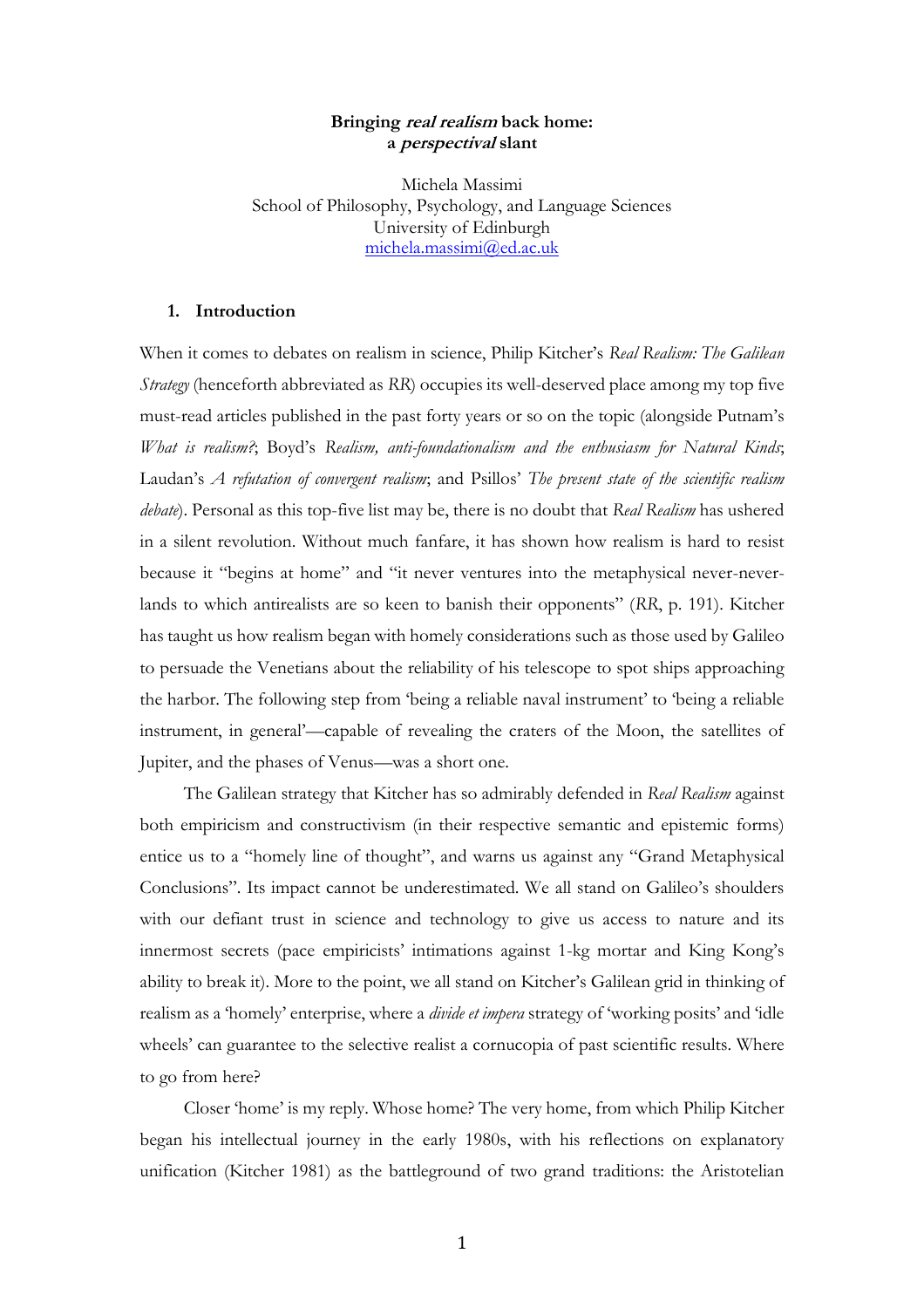**Bringing *real realism* back home:**
**a *perspectival* slant**

Michela Massimi
School of Philosophy, Psychology, and Language Sciences
University of Edinburgh
michela.massimi@ed.ac.uk

## 1. Introduction

When it comes to debates on realism in science, Philip Kitcher's *Real Realism: The Galilean Strategy* (henceforth abbreviated as *RR*) occupies its well-deserved place among my top five must-read articles published in the past forty years or so on the topic (alongside Putnam's *What is realism?*; Boyd's *Realism, anti-foundationalism and the enthusiasm for Natural Kinds*; Laudan's *A refutation of convergent realism*; and Psillos' *The present state of the scientific realism debate*). Personal as this top-five list may be, there is no doubt that *Real Realism* has ushered in a silent revolution. Without much fanfare, it has shown how realism is hard to resist because it "begins at home" and "it never ventures into the metaphysical never-never-lands to which antirealists are so keen to banish their opponents" (*RR*, p. 191). Kitcher has taught us how realism began with homely considerations such as those used by Galileo to persuade the Venetians about the reliability of his telescope to spot ships approaching the harbor. The following step from 'being a reliable naval instrument' to 'being a reliable instrument, in general'—capable of revealing the craters of the Moon, the satellites of Jupiter, and the phases of Venus—was a short one.

The Galilean strategy that Kitcher has so admirably defended in *Real Realism* against both empiricism and constructivism (in their respective semantic and epistemic forms) entice us to a "homely line of thought", and warns us against any "Grand Metaphysical Conclusions". Its impact cannot be underestimated. We all stand on Galileo's shoulders with our defiant trust in science and technology to give us access to nature and its innermost secrets (pace empiricists' intimations against 1-kg mortar and King Kong's ability to break it). More to the point, we all stand on Kitcher's Galilean grid in thinking of realism as a 'homely' enterprise, where a *divide et impera* strategy of 'working posits' and 'idle wheels' can guarantee to the selective realist a cornucopia of past scientific results. Where to go from here?

Closer 'home' is my reply. Whose home? The very home, from which Philip Kitcher began his intellectual journey in the early 1980s, with his reflections on explanatory unification (Kitcher 1981) as the battleground of two grand traditions: the Aristotelian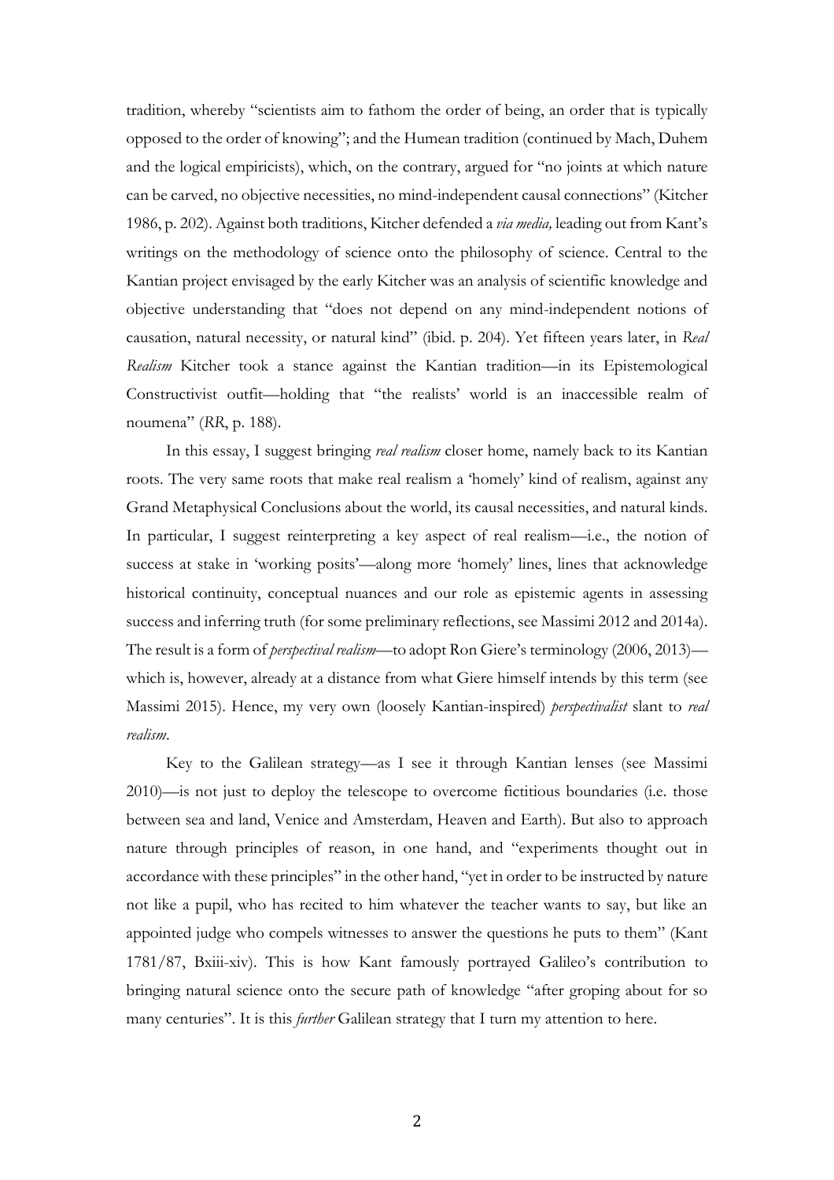tradition, whereby "scientists aim to fathom the order of being, an order that is typically opposed to the order of knowing"; and the Humean tradition (continued by Mach, Duhem and the logical empiricists), which, on the contrary, argued for "no joints at which nature can be carved, no objective necessities, no mind-independent causal connections" (Kitcher 1986, p. 202). Against both traditions, Kitcher defended a *via media,* leading out from Kant's writings on the methodology of science onto the philosophy of science. Central to the Kantian project envisaged by the early Kitcher was an analysis of scientific knowledge and objective understanding that "does not depend on any mind-independent notions of causation, natural necessity, or natural kind" (ibid. p. 204). Yet fifteen years later, in *Real Realism* Kitcher took a stance against the Kantian tradition—in its Epistemological Constructivist outfit—holding that "the realists' world is an inaccessible realm of noumena" (*RR*, p. 188).

In this essay, I suggest bringing *real realism* closer home, namely back to its Kantian roots. The very same roots that make real realism a 'homely' kind of realism, against any Grand Metaphysical Conclusions about the world, its causal necessities, and natural kinds. In particular, I suggest reinterpreting a key aspect of real realism—i.e., the notion of success at stake in 'working posits'—along more 'homely' lines, lines that acknowledge historical continuity, conceptual nuances and our role as epistemic agents in assessing success and inferring truth (for some preliminary reflections, see Massimi 2012 and 2014a). The result is a form of *perspectival realism*—to adopt Ron Giere's terminology (2006, 2013)—which is, however, already at a distance from what Giere himself intends by this term (see Massimi 2015). Hence, my very own (loosely Kantian-inspired) *perspectivalist* slant to *real realism*.

Key to the Galilean strategy—as I see it through Kantian lenses (see Massimi 2010)—is not just to deploy the telescope to overcome fictitious boundaries (i.e. those between sea and land, Venice and Amsterdam, Heaven and Earth). But also to approach nature through principles of reason, in one hand, and "experiments thought out in accordance with these principles" in the other hand, "yet in order to be instructed by nature not like a pupil, who has recited to him whatever the teacher wants to say, but like an appointed judge who compels witnesses to answer the questions he puts to them" (Kant 1781/87, Bxiii-xiv). This is how Kant famously portrayed Galileo's contribution to bringing natural science onto the secure path of knowledge "after groping about for so many centuries". It is this *further* Galilean strategy that I turn my attention to here.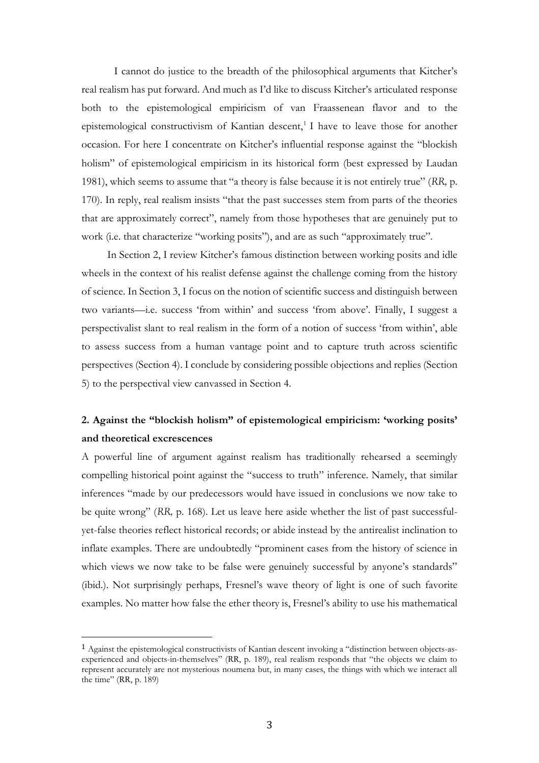I cannot do justice to the breadth of the philosophical arguments that Kitcher's real realism has put forward. And much as I'd like to discuss Kitcher's articulated response both to the epistemological empiricism of van Fraassenean flavor and to the epistemological constructivism of Kantian descent,[1] I have to leave those for another occasion. For here I concentrate on Kitcher's influential response against the "blockish holism" of epistemological empiricism in its historical form (best expressed by Laudan 1981), which seems to assume that "a theory is false because it is not entirely true" (*RR,* p. 170). In reply, real realism insists "that the past successes stem from parts of the theories that are approximately correct", namely from those hypotheses that are genuinely put to work (i.e. that characterize "working posits"), and are as such "approximately true".

In Section 2, I review Kitcher's famous distinction between working posits and idle wheels in the context of his realist defense against the challenge coming from the history of science. In Section 3, I focus on the notion of scientific success and distinguish between two variants—i.e. success 'from within' and success 'from above'. Finally, I suggest a perspectivalist slant to real realism in the form of a notion of success 'from within', able to assess success from a human vantage point and to capture truth across scientific perspectives (Section 4). I conclude by considering possible objections and replies (Section 5) to the perspectival view canvassed in Section 4.

## 2. Against the "blockish holism" of epistemological empiricism: 'working posits' and theoretical excrescences

A powerful line of argument against realism has traditionally rehearsed a seemingly compelling historical point against the "success to truth" inference. Namely, that similar inferences "made by our predecessors would have issued in conclusions we now take to be quite wrong" (*RR,* p. 168). Let us leave here aside whether the list of past successful-yet-false theories reflect historical records; or abide instead by the antirealist inclination to inflate examples. There are undoubtedly "prominent cases from the history of science in which views we now take to be false were genuinely successful by anyone's standards" (ibid.). Not surprisingly perhaps, Fresnel's wave theory of light is one of such favorite examples. No matter how false the ether theory is, Fresnel's ability to use his mathematical

[1] Against the epistemological constructivists of Kantian descent invoking a "distinction between objects-as-experienced and objects-in-themselves" (RR, p. 189), real realism responds that "the objects we claim to represent accurately are not mysterious noumena but, in many cases, the things with which we interact all the time" (RR, p. 189)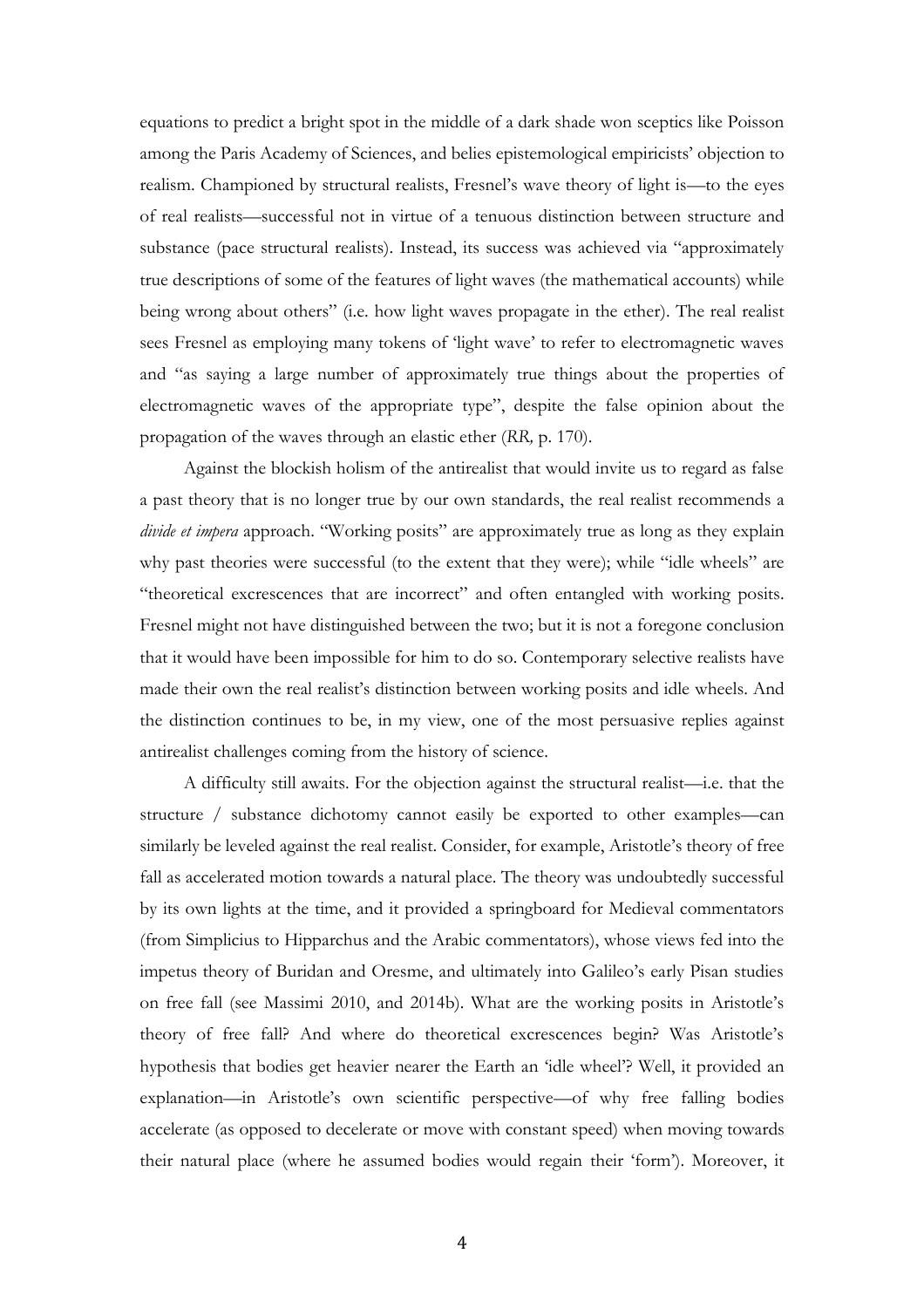equations to predict a bright spot in the middle of a dark shade won sceptics like Poisson among the Paris Academy of Sciences, and belies epistemological empiricists' objection to realism. Championed by structural realists, Fresnel's wave theory of light is—to the eyes of real realists—successful not in virtue of a tenuous distinction between structure and substance (pace structural realists). Instead, its success was achieved via "approximately true descriptions of some of the features of light waves (the mathematical accounts) while being wrong about others" (i.e. how light waves propagate in the ether). The real realist sees Fresnel as employing many tokens of 'light wave' to refer to electromagnetic waves and "as saying a large number of approximately true things about the properties of electromagnetic waves of the appropriate type", despite the false opinion about the propagation of the waves through an elastic ether (*RR*, p. 170).

Against the blockish holism of the antirealist that would invite us to regard as false a past theory that is no longer true by our own standards, the real realist recommends a *divide et impera* approach. "Working posits" are approximately true as long as they explain why past theories were successful (to the extent that they were); while "idle wheels" are "theoretical excrescences that are incorrect" and often entangled with working posits. Fresnel might not have distinguished between the two; but it is not a foregone conclusion that it would have been impossible for him to do so. Contemporary selective realists have made their own the real realist's distinction between working posits and idle wheels. And the distinction continues to be, in my view, one of the most persuasive replies against antirealist challenges coming from the history of science.

A difficulty still awaits. For the objection against the structural realist—i.e. that the structure / substance dichotomy cannot easily be exported to other examples—can similarly be leveled against the real realist. Consider, for example, Aristotle's theory of free fall as accelerated motion towards a natural place. The theory was undoubtedly successful by its own lights at the time, and it provided a springboard for Medieval commentators (from Simplicius to Hipparchus and the Arabic commentators), whose views fed into the impetus theory of Buridan and Oresme, and ultimately into Galileo's early Pisan studies on free fall (see Massimi 2010, and 2014b). What are the working posits in Aristotle's theory of free fall? And where do theoretical excrescences begin? Was Aristotle's hypothesis that bodies get heavier nearer the Earth an 'idle wheel'? Well, it provided an explanation—in Aristotle's own scientific perspective—of why free falling bodies accelerate (as opposed to decelerate or move with constant speed) when moving towards their natural place (where he assumed bodies would regain their 'form'). Moreover, it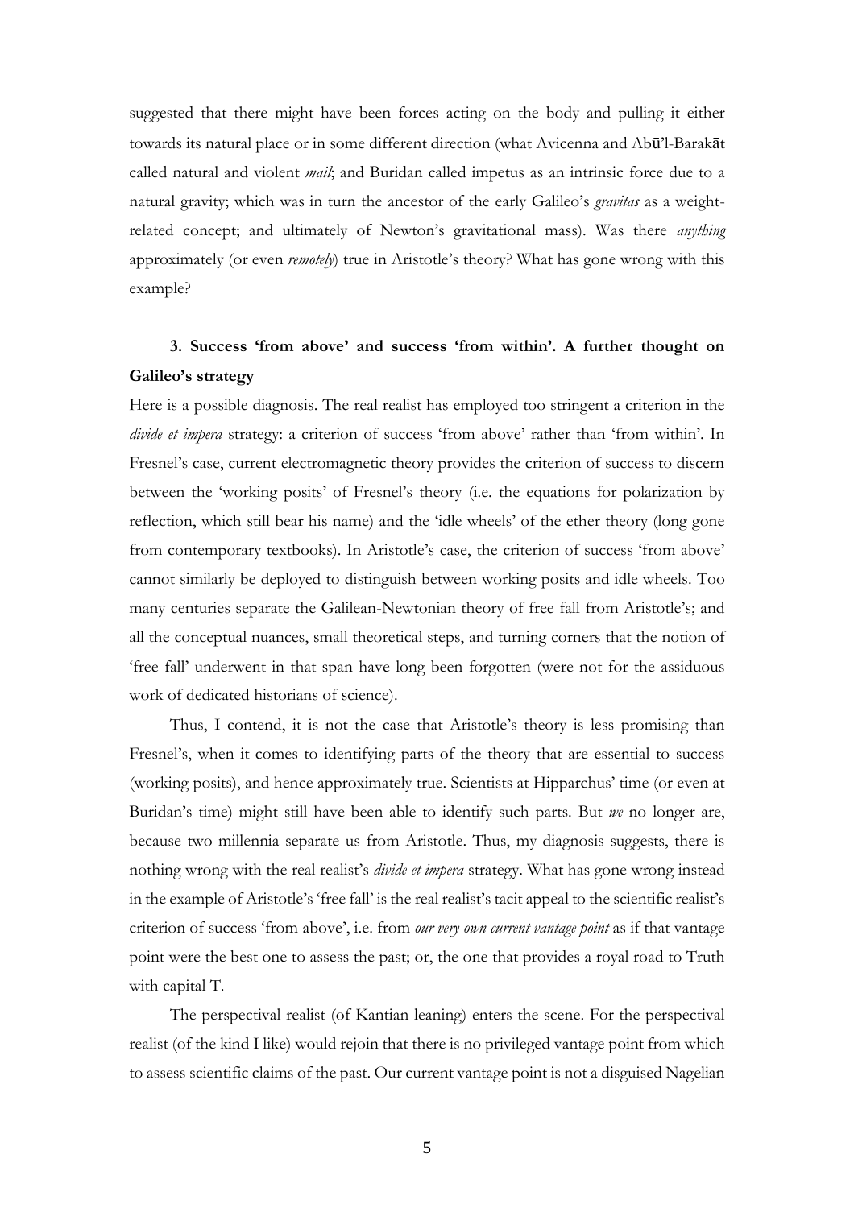suggested that there might have been forces acting on the body and pulling it either towards its natural place or in some different direction (what Avicenna and Abū'l-Barakāt called natural and violent *mail*; and Buridan called impetus as an intrinsic force due to a natural gravity; which was in turn the ancestor of the early Galileo's *gravitas* as a weight-related concept; and ultimately of Newton's gravitational mass). Was there *anything* approximately (or even *remotely*) true in Aristotle's theory? What has gone wrong with this example?

### 3. Success 'from above' and success 'from within'. A further thought on Galileo's strategy

Here is a possible diagnosis. The real realist has employed too stringent a criterion in the *divide et impera* strategy: a criterion of success 'from above' rather than 'from within'. In Fresnel's case, current electromagnetic theory provides the criterion of success to discern between the 'working posits' of Fresnel's theory (i.e. the equations for polarization by reflection, which still bear his name) and the 'idle wheels' of the ether theory (long gone from contemporary textbooks). In Aristotle's case, the criterion of success 'from above' cannot similarly be deployed to distinguish between working posits and idle wheels. Too many centuries separate the Galilean-Newtonian theory of free fall from Aristotle's; and all the conceptual nuances, small theoretical steps, and turning corners that the notion of 'free fall' underwent in that span have long been forgotten (were not for the assiduous work of dedicated historians of science).

Thus, I contend, it is not the case that Aristotle's theory is less promising than Fresnel's, when it comes to identifying parts of the theory that are essential to success (working posits), and hence approximately true. Scientists at Hipparchus' time (or even at Buridan's time) might still have been able to identify such parts. But *we* no longer are, because two millennia separate us from Aristotle. Thus, my diagnosis suggests, there is nothing wrong with the real realist's *divide et impera* strategy. What has gone wrong instead in the example of Aristotle's 'free fall' is the real realist's tacit appeal to the scientific realist's criterion of success 'from above', i.e. from *our very own current vantage point* as if that vantage point were the best one to assess the past; or, the one that provides a royal road to Truth with capital T.

The perspectival realist (of Kantian leaning) enters the scene. For the perspectival realist (of the kind I like) would rejoin that there is no privileged vantage point from which to assess scientific claims of the past. Our current vantage point is not a disguised Nagelian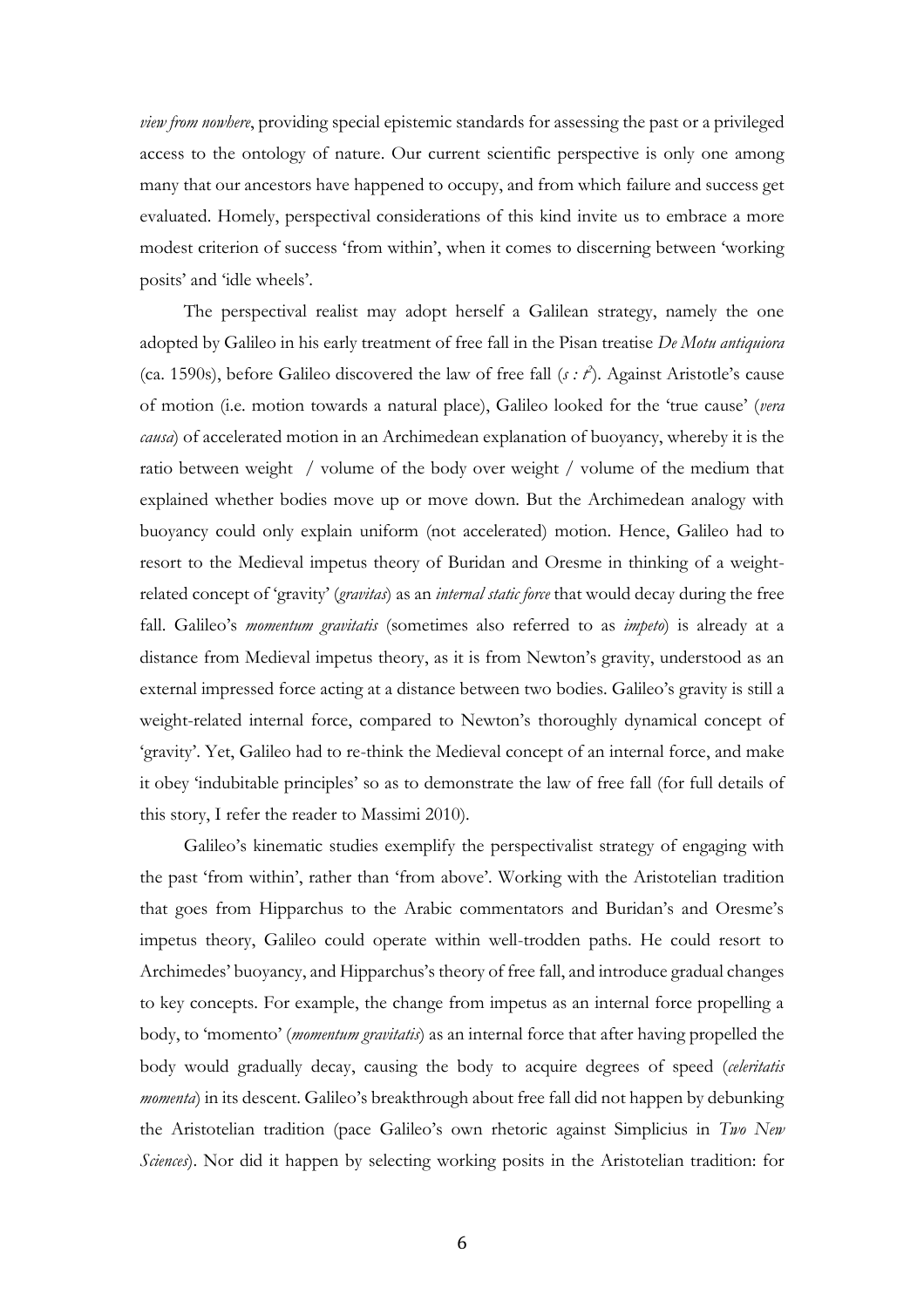*view from nowhere*, providing special epistemic standards for assessing the past or a privileged access to the ontology of nature. Our current scientific perspective is only one among many that our ancestors have happened to occupy, and from which failure and success get evaluated. Homely, perspectival considerations of this kind invite us to embrace a more modest criterion of success 'from within', when it comes to discerning between 'working posits' and 'idle wheels'.

The perspectival realist may adopt herself a Galilean strategy, namely the one adopted by Galileo in his early treatment of free fall in the Pisan treatise *De Motu antiquiora* (ca. 1590s), before Galileo discovered the law of free fall ($s : t^2$). Against Aristotle's cause of motion (i.e. motion towards a natural place), Galileo looked for the 'true cause' (*vera causa*) of accelerated motion in an Archimedean explanation of buoyancy, whereby it is the ratio between weight / volume of the body over weight / volume of the medium that explained whether bodies move up or move down. But the Archimedean analogy with buoyancy could only explain uniform (not accelerated) motion. Hence, Galileo had to resort to the Medieval impetus theory of Buridan and Oresme in thinking of a weight-related concept of 'gravity' (*gravitas*) as an *internal static force* that would decay during the free fall. Galileo's *momentum gravitatis* (sometimes also referred to as *impeto*) is already at a distance from Medieval impetus theory, as it is from Newton's gravity, understood as an external impressed force acting at a distance between two bodies. Galileo's gravity is still a weight-related internal force, compared to Newton's thoroughly dynamical concept of 'gravity'. Yet, Galileo had to re-think the Medieval concept of an internal force, and make it obey 'indubitable principles' so as to demonstrate the law of free fall (for full details of this story, I refer the reader to Massimi 2010).

Galileo's kinematic studies exemplify the perspectivalist strategy of engaging with the past 'from within', rather than 'from above'. Working with the Aristotelian tradition that goes from Hipparchus to the Arabic commentators and Buridan's and Oresme's impetus theory, Galileo could operate within well-trodden paths. He could resort to Archimedes' buoyancy, and Hipparchus's theory of free fall, and introduce gradual changes to key concepts. For example, the change from impetus as an internal force propelling a body, to 'momento' (*momentum gravitatis*) as an internal force that after having propelled the body would gradually decay, causing the body to acquire degrees of speed (*celeritatis momenta*) in its descent. Galileo's breakthrough about free fall did not happen by debunking the Aristotelian tradition (pace Galileo's own rhetoric against Simplicius in *Two New Sciences*). Nor did it happen by selecting working posits in the Aristotelian tradition: for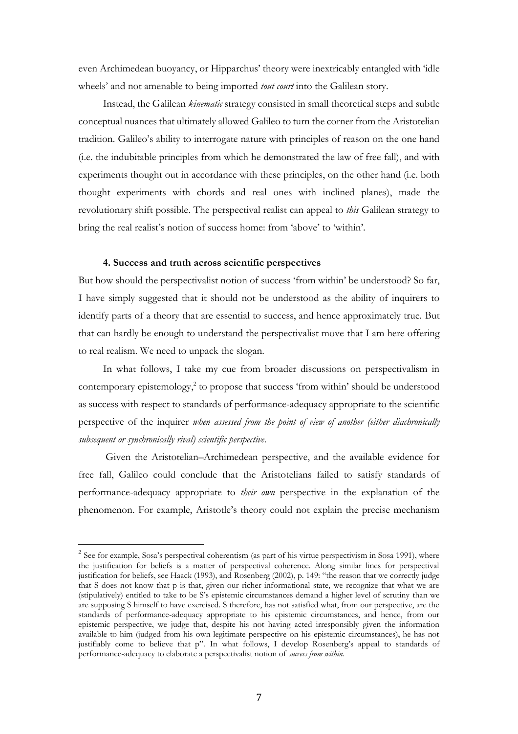even Archimedean buoyancy, or Hipparchus' theory were inextricably entangled with 'idle wheels' and not amenable to being imported *tout court* into the Galilean story.

Instead, the Galilean *kinematic* strategy consisted in small theoretical steps and subtle conceptual nuances that ultimately allowed Galileo to turn the corner from the Aristotelian tradition. Galileo's ability to interrogate nature with principles of reason on the one hand (i.e. the indubitable principles from which he demonstrated the law of free fall), and with experiments thought out in accordance with these principles, on the other hand (i.e. both thought experiments with chords and real ones with inclined planes), made the revolutionary shift possible. The perspectival realist can appeal to *this* Galilean strategy to bring the real realist's notion of success home: from 'above' to 'within'.

#### 4. Success and truth across scientific perspectives

But how should the perspectivalist notion of success 'from within' be understood? So far, I have simply suggested that it should not be understood as the ability of inquirers to identify parts of a theory that are essential to success, and hence approximately true. But that can hardly be enough to understand the perspectivalist move that I am here offering to real realism. We need to unpack the slogan.

In what follows, I take my cue from broader discussions on perspectivalism in contemporary epistemology,[2] to propose that success 'from within' should be understood as success with respect to standards of performance-adequacy appropriate to the scientific perspective of the inquirer *when assessed from the point of view of another (either diachronically subsequent or synchronically rival) scientific perspective*.

Given the Aristotelian–Archimedean perspective, and the available evidence for free fall, Galileo could conclude that the Aristotelians failed to satisfy standards of performance-adequacy appropriate to *their own* perspective in the explanation of the phenomenon. For example, Aristotle's theory could not explain the precise mechanism

---

[2] See for example, Sosa's perspectival coherentism (as part of his virtue perspectivism in Sosa 1991), where the justification for beliefs is a matter of perspectival coherence. Along similar lines for perspectival justification for beliefs, see Haack (1993), and Rosenberg (2002), p. 149: "the reason that we correctly judge that S does not know that p is that, given our richer informational state, we recognize that what we are (stipulatively) entitled to take to be S's epistemic circumstances demand a higher level of scrutiny than we are supposing S himself to have exercised. S therefore, has not satisfied what, from our perspective, are the standards of performance-adequacy appropriate to his epistemic circumstances, and hence, from our epistemic perspective, we judge that, despite his not having acted irresponsibly given the information available to him (judged from his own legitimate perspective on his epistemic circumstances), he has not justifiably come to believe that p". In what follows, I develop Rosenberg's appeal to standards of performance-adequacy to elaborate a perspectivalist notion of *success from within*.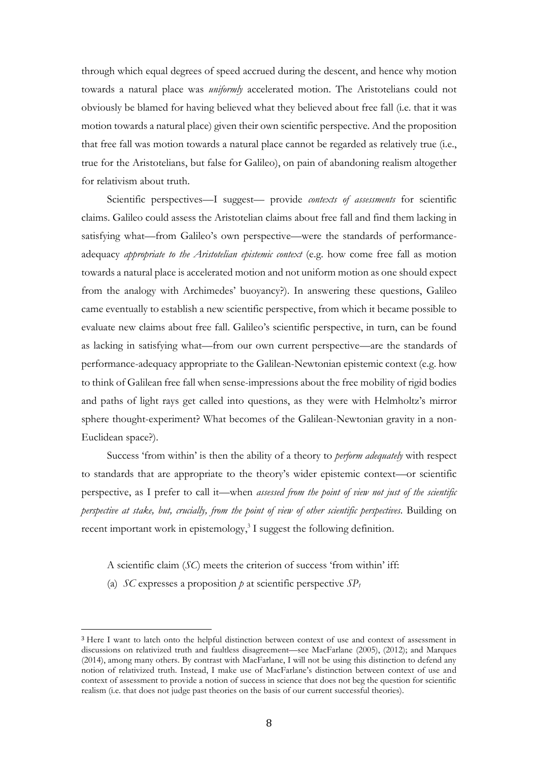through which equal degrees of speed accrued during the descent, and hence why motion towards a natural place was *uniformly* accelerated motion. The Aristotelians could not obviously be blamed for having believed what they believed about free fall (i.e. that it was motion towards a natural place) given their own scientific perspective. And the proposition that free fall was motion towards a natural place cannot be regarded as relatively true (i.e., true for the Aristotelians, but false for Galileo), on pain of abandoning realism altogether for relativism about truth.

Scientific perspectives—I suggest— provide *contexts of assessments* for scientific claims. Galileo could assess the Aristotelian claims about free fall and find them lacking in satisfying what—from Galileo's own perspective—were the standards of performance-adequacy *appropriate to the Aristotelian epistemic context* (e.g. how come free fall as motion towards a natural place is accelerated motion and not uniform motion as one should expect from the analogy with Archimedes' buoyancy?). In answering these questions, Galileo came eventually to establish a new scientific perspective, from which it became possible to evaluate new claims about free fall. Galileo's scientific perspective, in turn, can be found as lacking in satisfying what—from our own current perspective—are the standards of performance-adequacy appropriate to the Galilean-Newtonian epistemic context (e.g. how to think of Galilean free fall when sense-impressions about the free mobility of rigid bodies and paths of light rays get called into questions, as they were with Helmholtz's mirror sphere thought-experiment? What becomes of the Galilean-Newtonian gravity in a non-Euclidean space?).

Success 'from within' is then the ability of a theory to *perform adequately* with respect to standards that are appropriate to the theory's wider epistemic context—or scientific perspective, as I prefer to call it—when *assessed from the point of view not just of the scientific perspective at stake, but, crucially, from the point of view of other scientific perspectives*. Building on recent important work in epistemology,[3] I suggest the following definition.

A scientific claim (*SC*) meets the criterion of success 'from within' iff:

(a) *SC* expresses a proposition *p* at scientific perspective $SP_1$

---

[3] Here I want to latch onto the helpful distinction between context of use and context of assessment in discussions on relativized truth and faultless disagreement—see MacFarlane (2005), (2012); and Marques (2014), among many others. By contrast with MacFarlane, I will not be using this distinction to defend any notion of relativized truth. Instead, I make use of MacFarlane's distinction between context of use and context of assessment to provide a notion of success in science that does not beg the question for scientific realism (i.e. that does not judge past theories on the basis of our current successful theories).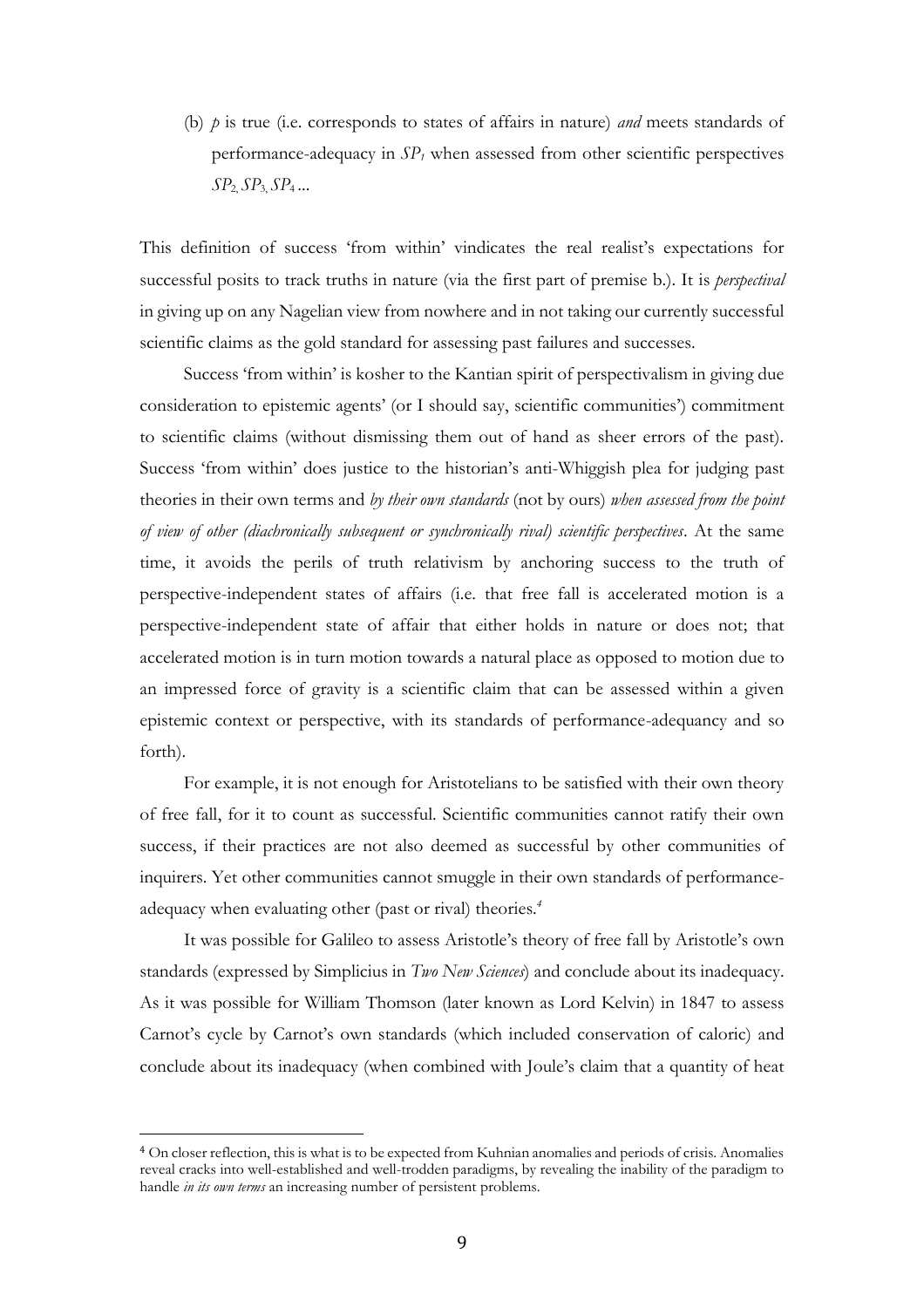(b) *p* is true (i.e. corresponds to states of affairs in nature) *and* meets standards of performance-adequacy in $SP_1$ when assessed from other scientific perspectives $SP_2, SP_3, SP_4$ ...

This definition of success 'from within' vindicates the real realist's expectations for successful posits to track truths in nature (via the first part of premise b.). It is *perspectival* in giving up on any Nagelian view from nowhere and in not taking our currently successful scientific claims as the gold standard for assessing past failures and successes.

Success 'from within' is kosher to the Kantian spirit of perspectivalism in giving due consideration to epistemic agents' (or I should say, scientific communities') commitment to scientific claims (without dismissing them out of hand as sheer errors of the past). Success 'from within' does justice to the historian's anti-Whiggish plea for judging past theories in their own terms and *by their own standards* (not by ours) *when assessed from the point of view of other (diachronically subsequent or synchronically rival) scientific perspectives*. At the same time, it avoids the perils of truth relativism by anchoring success to the truth of perspective-independent states of affairs (i.e. that free fall is accelerated motion is a perspective-independent state of affair that either holds in nature or does not; that accelerated motion is in turn motion towards a natural place as opposed to motion due to an impressed force of gravity is a scientific claim that can be assessed within a given epistemic context or perspective, with its standards of performance-adequancy and so forth).

For example, it is not enough for Aristotelians to be satisfied with their own theory of free fall, for it to count as successful. Scientific communities cannot ratify their own success, if their practices are not also deemed as successful by other communities of inquirers. Yet other communities cannot smuggle in their own standards of performance-adequacy when evaluating other (past or rival) theories.[4]

It was possible for Galileo to assess Aristotle's theory of free fall by Aristotle's own standards (expressed by Simplicius in *Two New Sciences*) and conclude about its inadequacy. As it was possible for William Thomson (later known as Lord Kelvin) in 1847 to assess Carnot's cycle by Carnot's own standards (which included conservation of caloric) and conclude about its inadequacy (when combined with Joule's claim that a quantity of heat

---

[4] On closer reflection, this is what is to be expected from Kuhnian anomalies and periods of crisis. Anomalies reveal cracks into well-established and well-trodden paradigms, by revealing the inability of the paradigm to handle *in its own terms* an increasing number of persistent problems.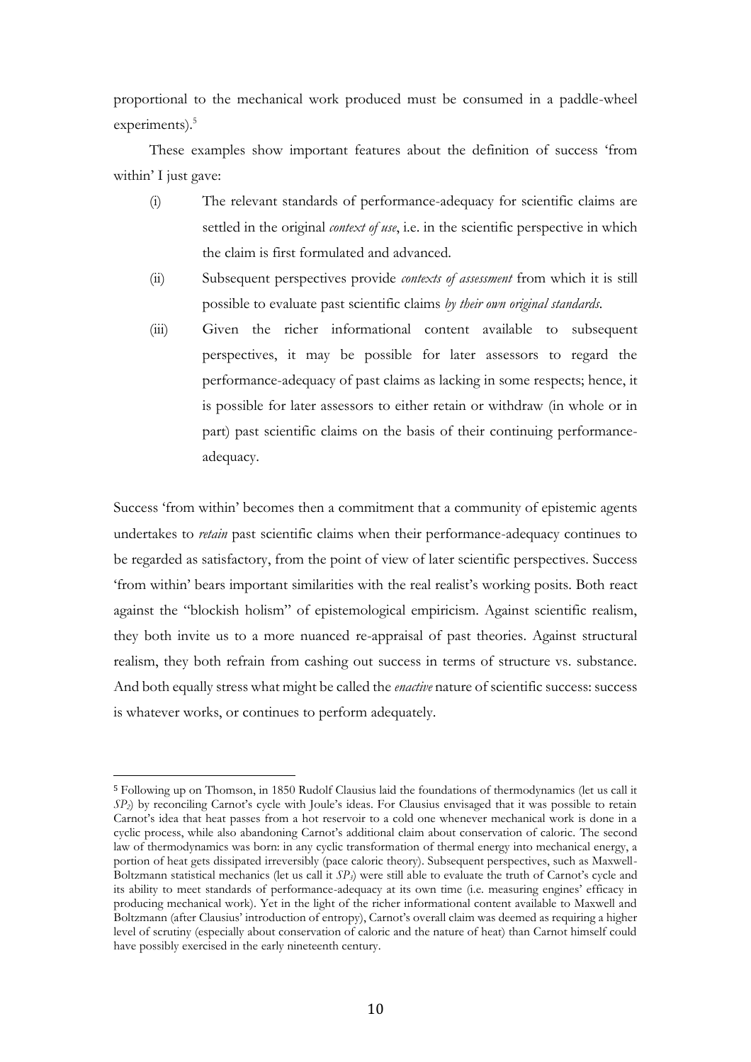proportional to the mechanical work produced must be consumed in a paddle-wheel experiments).[5]

These examples show important features about the definition of success 'from within' I just gave:

(i) The relevant standards of performance-adequacy for scientific claims are settled in the original *context of use*, i.e. in the scientific perspective in which the claim is first formulated and advanced.

(ii) Subsequent perspectives provide *contexts of assessment* from which it is still possible to evaluate past scientific claims *by their own original standards.*

(iii) Given the richer informational content available to subsequent perspectives, it may be possible for later assessors to regard the performance-adequacy of past claims as lacking in some respects; hence, it is possible for later assessors to either retain or withdraw (in whole or in part) past scientific claims on the basis of their continuing performance-adequacy.

Success 'from within' becomes then a commitment that a community of epistemic agents undertakes to *retain* past scientific claims when their performance-adequacy continues to be regarded as satisfactory, from the point of view of later scientific perspectives. Success 'from within' bears important similarities with the real realist's working posits. Both react against the "blockish holism" of epistemological empiricism. Against scientific realism, they both invite us to a more nuanced re-appraisal of past theories. Against structural realism, they both refrain from cashing out success in terms of structure vs. substance. And both equally stress what might be called the *enactive* nature of scientific success: success is whatever works, or continues to perform adequately.

[5] Following up on Thomson, in 1850 Rudolf Clausius laid the foundations of thermodynamics (let us call it $SP_2$) by reconciling Carnot's cycle with Joule's ideas. For Clausius envisaged that it was possible to retain Carnot's idea that heat passes from a hot reservoir to a cold one whenever mechanical work is done in a cyclic process, while also abandoning Carnot's additional claim about conservation of caloric. The second law of thermodynamics was born: in any cyclic transformation of thermal energy into mechanical energy, a portion of heat gets dissipated irreversibly (pace caloric theory). Subsequent perspectives, such as Maxwell-Boltzmann statistical mechanics (let us call it $SP_3$) were still able to evaluate the truth of Carnot's cycle and its ability to meet standards of performance-adequacy at its own time (i.e. measuring engines' efficacy in producing mechanical work). Yet in the light of the richer informational content available to Maxwell and Boltzmann (after Clausius' introduction of entropy), Carnot's overall claim was deemed as requiring a higher level of scrutiny (especially about conservation of caloric and the nature of heat) than Carnot himself could have possibly exercised in the early nineteenth century.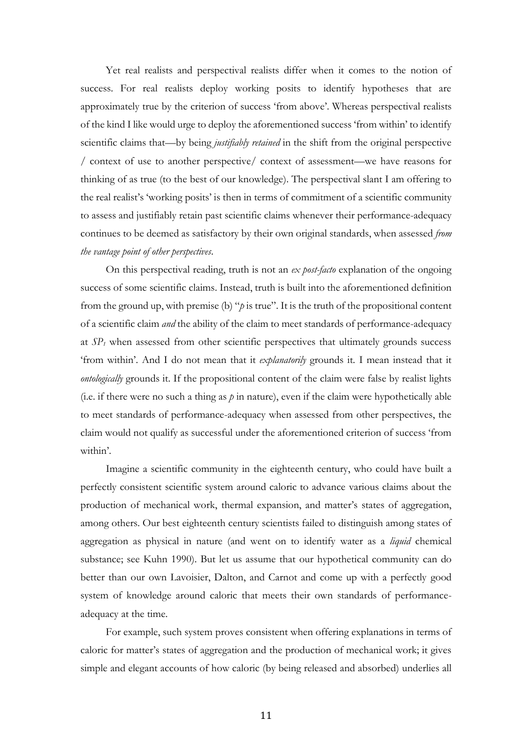Yet real realists and perspectival realists differ when it comes to the notion of success. For real realists deploy working posits to identify hypotheses that are approximately true by the criterion of success 'from above'. Whereas perspectival realists of the kind I like would urge to deploy the aforementioned success 'from within' to identify scientific claims that—by being *justifiably retained* in the shift from the original perspective / context of use to another perspective/ context of assessment—we have reasons for thinking of as true (to the best of our knowledge). The perspectival slant I am offering to the real realist's 'working posits' is then in terms of commitment of a scientific community to assess and justifiably retain past scientific claims whenever their performance-adequacy continues to be deemed as satisfactory by their own original standards, when assessed *from the vantage point of other perspectives*.

On this perspectival reading, truth is not an *ex post-facto* explanation of the ongoing success of some scientific claims. Instead, truth is built into the aforementioned definition from the ground up, with premise (b) "*p* is true". It is the truth of the propositional content of a scientific claim *and* the ability of the claim to meet standards of performance-adequacy at $SP_1$ when assessed from other scientific perspectives that ultimately grounds success 'from within'. And I do not mean that it *explanatorily* grounds it. I mean instead that it *ontologically* grounds it. If the propositional content of the claim were false by realist lights (i.e. if there were no such a thing as *p* in nature), even if the claim were hypothetically able to meet standards of performance-adequacy when assessed from other perspectives, the claim would not qualify as successful under the aforementioned criterion of success 'from within'.

Imagine a scientific community in the eighteenth century, who could have built a perfectly consistent scientific system around caloric to advance various claims about the production of mechanical work, thermal expansion, and matter's states of aggregation, among others. Our best eighteenth century scientists failed to distinguish among states of aggregation as physical in nature (and went on to identify water as a *liquid* chemical substance; see Kuhn 1990). But let us assume that our hypothetical community can do better than our own Lavoisier, Dalton, and Carnot and come up with a perfectly good system of knowledge around caloric that meets their own standards of performance-adequacy at the time.

For example, such system proves consistent when offering explanations in terms of caloric for matter's states of aggregation and the production of mechanical work; it gives simple and elegant accounts of how caloric (by being released and absorbed) underlies all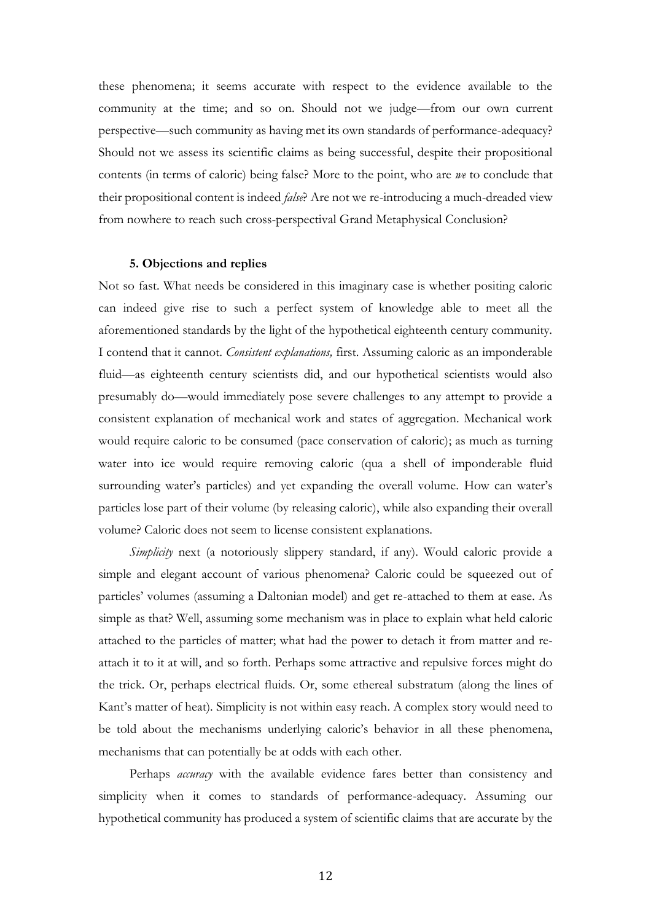these phenomena; it seems accurate with respect to the evidence available to the community at the time; and so on. Should not we judge—from our own current perspective—such community as having met its own standards of performance-adequacy? Should not we assess its scientific claims as being successful, despite their propositional contents (in terms of caloric) being false? More to the point, who are *we* to conclude that their propositional content is indeed *false*? Are not we re-introducing a much-dreaded view from nowhere to reach such cross-perspectival Grand Metaphysical Conclusion?

### 5. Objections and replies

Not so fast. What needs be considered in this imaginary case is whether positing caloric can indeed give rise to such a perfect system of knowledge able to meet all the aforementioned standards by the light of the hypothetical eighteenth century community. I contend that it cannot. *Consistent explanations,* first. Assuming caloric as an imponderable fluid—as eighteenth century scientists did, and our hypothetical scientists would also presumably do—would immediately pose severe challenges to any attempt to provide a consistent explanation of mechanical work and states of aggregation. Mechanical work would require caloric to be consumed (pace conservation of caloric); as much as turning water into ice would require removing caloric (qua a shell of imponderable fluid surrounding water's particles) and yet expanding the overall volume. How can water's particles lose part of their volume (by releasing caloric), while also expanding their overall volume? Caloric does not seem to license consistent explanations.

*Simplicity* next (a notoriously slippery standard, if any). Would caloric provide a simple and elegant account of various phenomena? Caloric could be squeezed out of particles' volumes (assuming a Daltonian model) and get re-attached to them at ease. As simple as that? Well, assuming some mechanism was in place to explain what held caloric attached to the particles of matter; what had the power to detach it from matter and re-attach it to it at will, and so forth. Perhaps some attractive and repulsive forces might do the trick. Or, perhaps electrical fluids. Or, some ethereal substratum (along the lines of Kant's matter of heat). Simplicity is not within easy reach. A complex story would need to be told about the mechanisms underlying caloric's behavior in all these phenomena, mechanisms that can potentially be at odds with each other.

Perhaps *accuracy* with the available evidence fares better than consistency and simplicity when it comes to standards of performance-adequacy. Assuming our hypothetical community has produced a system of scientific claims that are accurate by the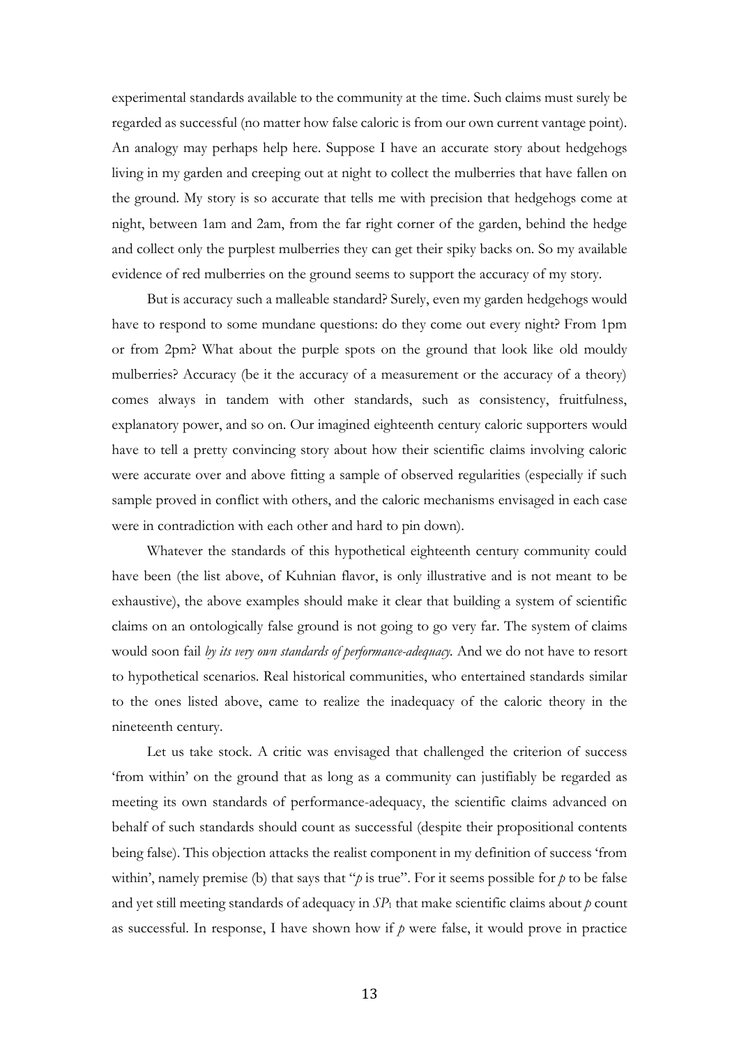experimental standards available to the community at the time. Such claims must surely be regarded as successful (no matter how false caloric is from our own current vantage point). An analogy may perhaps help here. Suppose I have an accurate story about hedgehogs living in my garden and creeping out at night to collect the mulberries that have fallen on the ground. My story is so accurate that tells me with precision that hedgehogs come at night, between 1am and 2am, from the far right corner of the garden, behind the hedge and collect only the purplest mulberries they can get their spiky backs on. So my available evidence of red mulberries on the ground seems to support the accuracy of my story.

But is accuracy such a malleable standard? Surely, even my garden hedgehogs would have to respond to some mundane questions: do they come out every night? From 1pm or from 2pm? What about the purple spots on the ground that look like old mouldy mulberries? Accuracy (be it the accuracy of a measurement or the accuracy of a theory) comes always in tandem with other standards, such as consistency, fruitfulness, explanatory power, and so on. Our imagined eighteenth century caloric supporters would have to tell a pretty convincing story about how their scientific claims involving caloric were accurate over and above fitting a sample of observed regularities (especially if such sample proved in conflict with others, and the caloric mechanisms envisaged in each case were in contradiction with each other and hard to pin down).

Whatever the standards of this hypothetical eighteenth century community could have been (the list above, of Kuhnian flavor, is only illustrative and is not meant to be exhaustive), the above examples should make it clear that building a system of scientific claims on an ontologically false ground is not going to go very far. The system of claims would soon fail *by its very own standards of performance-adequacy*. And we do not have to resort to hypothetical scenarios. Real historical communities, who entertained standards similar to the ones listed above, came to realize the inadequacy of the caloric theory in the nineteenth century.

Let us take stock. A critic was envisaged that challenged the criterion of success 'from within' on the ground that as long as a community can justifiably be regarded as meeting its own standards of performance-adequacy, the scientific claims advanced on behalf of such standards should count as successful (despite their propositional contents being false). This objection attacks the realist component in my definition of success 'from within', namely premise (b) that says that "*p* is true". For it seems possible for *p* to be false and yet still meeting standards of adequacy in $SP_1$ that make scientific claims about *p* count as successful. In response, I have shown how if *p* were false, it would prove in practice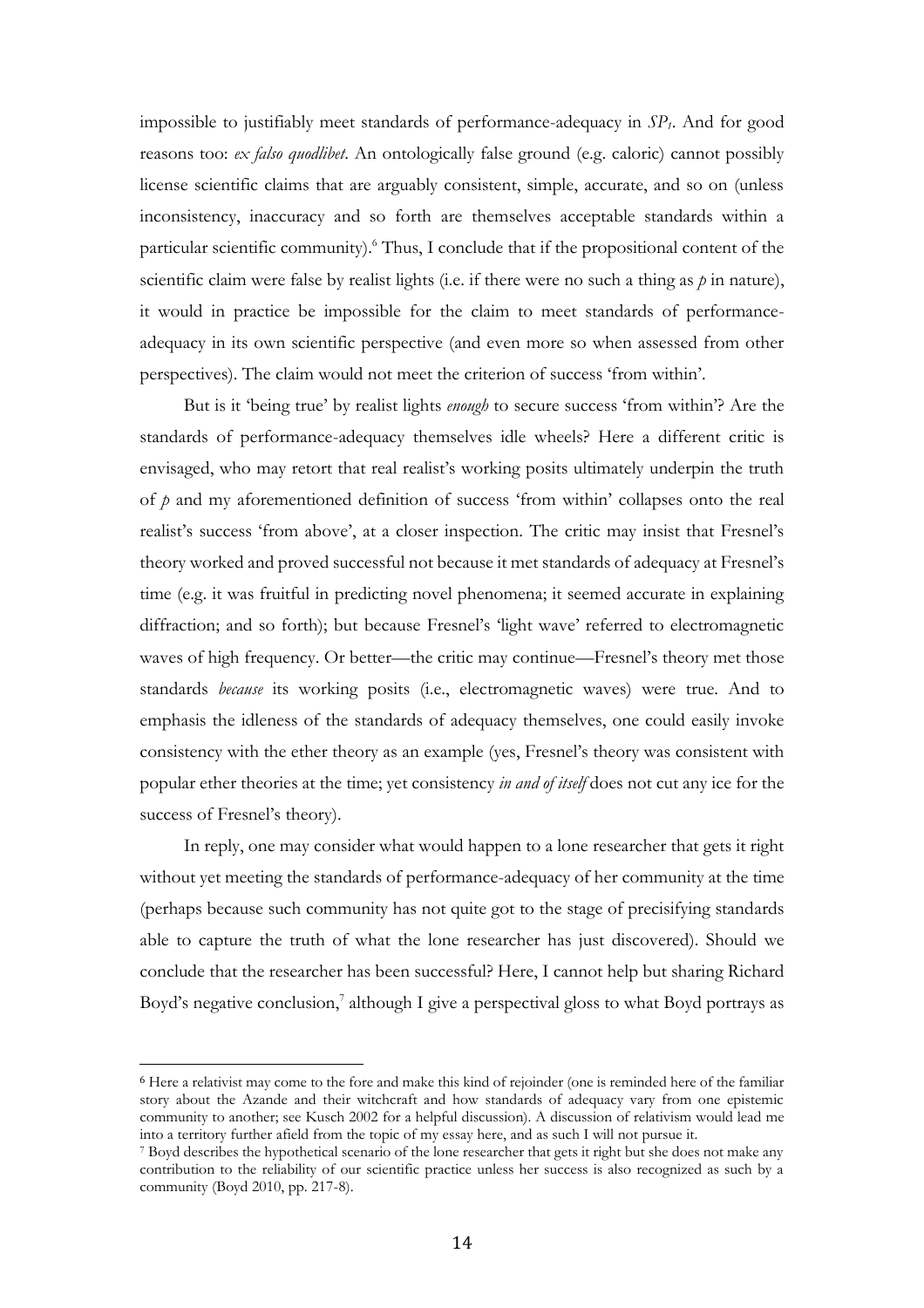impossible to justifiably meet standards of performance-adequacy in $SP_1$. And for good reasons too: *ex falso quodlibet*. An ontologically false ground (e.g. caloric) cannot possibly license scientific claims that are arguably consistent, simple, accurate, and so on (unless inconsistency, inaccuracy and so forth are themselves acceptable standards within a particular scientific community).[6] Thus, I conclude that if the propositional content of the scientific claim were false by realist lights (i.e. if there were no such a thing as *p* in nature), it would in practice be impossible for the claim to meet standards of performance-adequacy in its own scientific perspective (and even more so when assessed from other perspectives). The claim would not meet the criterion of success 'from within'.

But is it 'being true' by realist lights *enough* to secure success 'from within'? Are the standards of performance-adequacy themselves idle wheels? Here a different critic is envisaged, who may retort that real realist's working posits ultimately underpin the truth of *p* and my aforementioned definition of success 'from within' collapses onto the real realist's success 'from above', at a closer inspection. The critic may insist that Fresnel's theory worked and proved successful not because it met standards of adequacy at Fresnel's time (e.g. it was fruitful in predicting novel phenomena; it seemed accurate in explaining diffraction; and so forth); but because Fresnel's 'light wave' referred to electromagnetic waves of high frequency. Or better—the critic may continue—Fresnel's theory met those standards *because* its working posits (i.e., electromagnetic waves) were true. And to emphasis the idleness of the standards of adequacy themselves, one could easily invoke consistency with the ether theory as an example (yes, Fresnel's theory was consistent with popular ether theories at the time; yet consistency *in and of itself* does not cut any ice for the success of Fresnel's theory).

In reply, one may consider what would happen to a lone researcher that gets it right without yet meeting the standards of performance-adequacy of her community at the time (perhaps because such community has not quite got to the stage of precisifying standards able to capture the truth of what the lone researcher has just discovered). Should we conclude that the researcher has been successful? Here, I cannot help but sharing Richard Boyd's negative conclusion,[7] although I give a perspectival gloss to what Boyd portrays as

---

[6] Here a relativist may come to the fore and make this kind of rejoinder (one is reminded here of the familiar story about the Azande and their witchcraft and how standards of adequacy vary from one epistemic community to another; see Kusch 2002 for a helpful discussion). A discussion of relativism would lead me into a territory further afield from the topic of my essay here, and as such I will not pursue it.

[7] Boyd describes the hypothetical scenario of the lone researcher that gets it right but she does not make any contribution to the reliability of our scientific practice unless her success is also recognized as such by a community (Boyd 2010, pp. 217-8).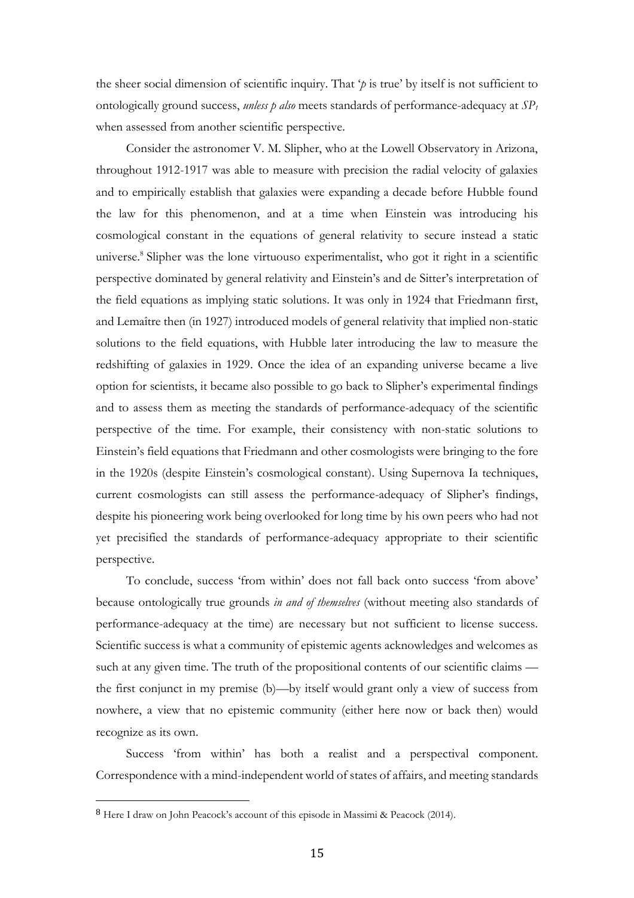the sheer social dimension of scientific inquiry. That '*p* is true' by itself is not sufficient to ontologically ground success, *unless p also* meets standards of performance-adequacy at $SP_t$ when assessed from another scientific perspective.

Consider the astronomer V. M. Slipher, who at the Lowell Observatory in Arizona, throughout 1912-1917 was able to measure with precision the radial velocity of galaxies and to empirically establish that galaxies were expanding a decade before Hubble found the law for this phenomenon, and at a time when Einstein was introducing his cosmological constant in the equations of general relativity to secure instead a static universe.[8] Slipher was the lone virtuouso experimentalist, who got it right in a scientific perspective dominated by general relativity and Einstein's and de Sitter's interpretation of the field equations as implying static solutions. It was only in 1924 that Friedmann first, and Lemaître then (in 1927) introduced models of general relativity that implied non-static solutions to the field equations, with Hubble later introducing the law to measure the redshifting of galaxies in 1929. Once the idea of an expanding universe became a live option for scientists, it became also possible to go back to Slipher's experimental findings and to assess them as meeting the standards of performance-adequacy of the scientific perspective of the time. For example, their consistency with non-static solutions to Einstein's field equations that Friedmann and other cosmologists were bringing to the fore in the 1920s (despite Einstein's cosmological constant). Using Supernova Ia techniques, current cosmologists can still assess the performance-adequacy of Slipher's findings, despite his pioneering work being overlooked for long time by his own peers who had not yet precisified the standards of performance-adequacy appropriate to their scientific perspective.

To conclude, success 'from within' does not fall back onto success 'from above' because ontologically true grounds *in and of themselves* (without meeting also standards of performance-adequacy at the time) are necessary but not sufficient to license success. Scientific success is what a community of epistemic agents acknowledges and welcomes as such at any given time. The truth of the propositional contents of our scientific claims — the first conjunct in my premise (b)—by itself would grant only a view of success from nowhere, a view that no epistemic community (either here now or back then) would recognize as its own.

Success 'from within' has both a realist and a perspectival component. Correspondence with a mind-independent world of states of affairs, and meeting standards

---

[8] Here I draw on John Peacock's account of this episode in Massimi & Peacock (2014).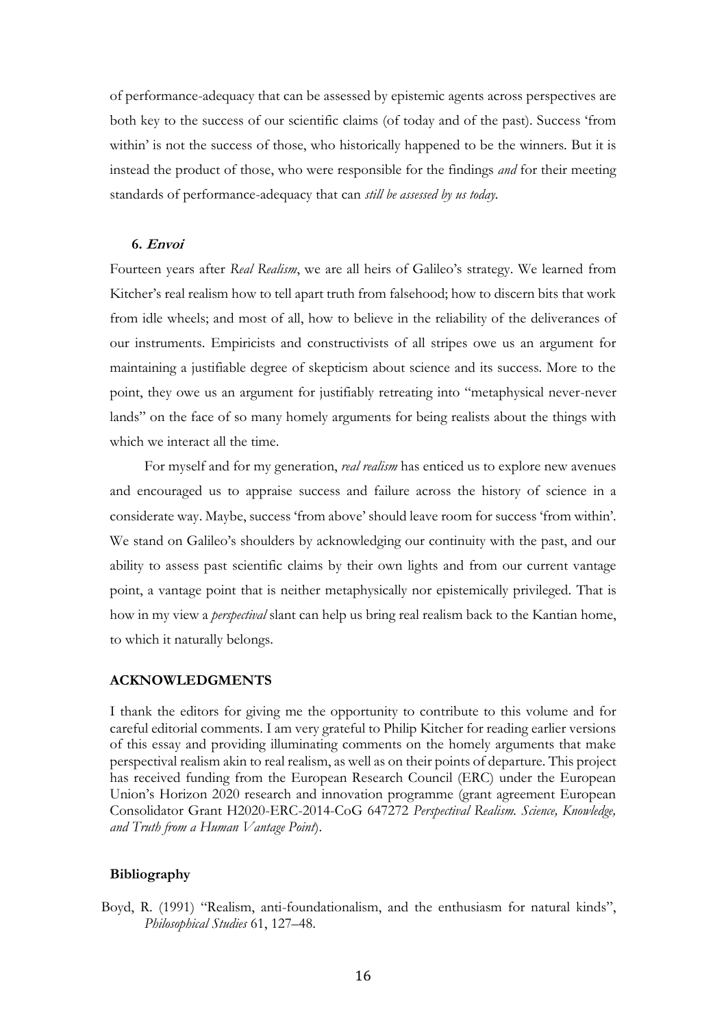of performance-adequacy that can be assessed by epistemic agents across perspectives are both key to the success of our scientific claims (of today and of the past). Success 'from within' is not the success of those, who historically happened to be the winners. But it is instead the product of those, who were responsible for the findings *and* for their meeting standards of performance-adequacy that can *still be assessed by us today*.

## 6. *Envoi*

Fourteen years after *Real Realism*, we are all heirs of Galileo's strategy. We learned from Kitcher's real realism how to tell apart truth from falsehood; how to discern bits that work from idle wheels; and most of all, how to believe in the reliability of the deliverances of our instruments. Empiricists and constructivists of all stripes owe us an argument for maintaining a justifiable degree of skepticism about science and its success. More to the point, they owe us an argument for justifiably retreating into "metaphysical never-never lands" on the face of so many homely arguments for being realists about the things with which we interact all the time.

For myself and for my generation, *real realism* has enticed us to explore new avenues and encouraged us to appraise success and failure across the history of science in a considerate way. Maybe, success 'from above' should leave room for success 'from within'. We stand on Galileo's shoulders by acknowledging our continuity with the past, and our ability to assess past scientific claims by their own lights and from our current vantage point, a vantage point that is neither metaphysically nor epistemically privileged. That is how in my view a *perspectival* slant can help us bring real realism back to the Kantian home, to which it naturally belongs.

## ACKNOWLEDGMENTS

I thank the editors for giving me the opportunity to contribute to this volume and for careful editorial comments. I am very grateful to Philip Kitcher for reading earlier versions of this essay and providing illuminating comments on the homely arguments that make perspectival realism akin to real realism, as well as on their points of departure. This project has received funding from the European Research Council (ERC) under the European Union's Horizon 2020 research and innovation programme (grant agreement European Consolidator Grant H2020-ERC-2014-CoG 647272 *Perspectival Realism. Science, Knowledge, and Truth from a Human Vantage Point*).

## Bibliography

Boyd, R. (1991) "Realism, anti-foundationalism, and the enthusiasm for natural kinds", *Philosophical Studies* 61, 127–48.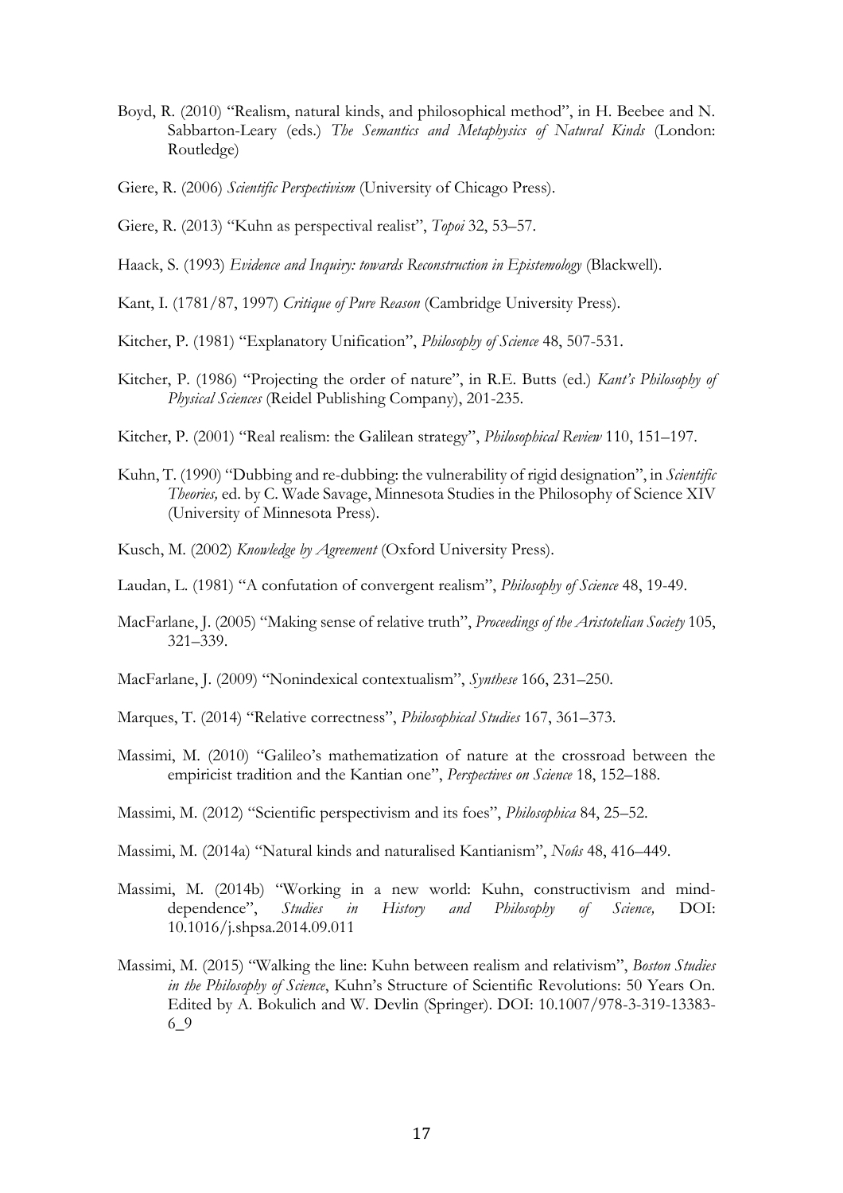Boyd, R. (2010) "Realism, natural kinds, and philosophical method", in H. Beebee and N. Sabbarton-Leary (eds.) *The Semantics and Metaphysics of Natural Kinds* (London: Routledge)

Giere, R. (2006) *Scientific Perspectivism* (University of Chicago Press).

Giere, R. (2013) "Kuhn as perspectival realist", *Topoi* 32, 53–57.

Haack, S. (1993) *Evidence and Inquiry: towards Reconstruction in Epistemology* (Blackwell).

Kant, I. (1781/87, 1997) *Critique of Pure Reason* (Cambridge University Press).

Kitcher, P. (1981) "Explanatory Unification", *Philosophy of Science* 48, 507-531.

Kitcher, P. (1986) "Projecting the order of nature", in R.E. Butts (ed.) *Kant's Philosophy of Physical Sciences* (Reidel Publishing Company), 201-235.

Kitcher, P. (2001) "Real realism: the Galilean strategy", *Philosophical Review* 110, 151–197.

Kuhn, T. (1990) "Dubbing and re-dubbing: the vulnerability of rigid designation", in *Scientific Theories,* ed. by C. Wade Savage, Minnesota Studies in the Philosophy of Science XIV (University of Minnesota Press).

Kusch, M. (2002) *Knowledge by Agreement* (Oxford University Press).

Laudan, L. (1981) "A confutation of convergent realism", *Philosophy of Science* 48, 19-49.

MacFarlane, J. (2005) "Making sense of relative truth", *Proceedings of the Aristotelian Society* 105, 321–339.

MacFarlane, J. (2009) "Nonindexical contextualism", *Synthese* 166, 231–250.

Marques, T. (2014) "Relative correctness", *Philosophical Studies* 167, 361–373.

Massimi, M. (2010) "Galileo's mathematization of nature at the crossroad between the empiricist tradition and the Kantian one", *Perspectives on Science* 18, 152–188.

Massimi, M. (2012) "Scientific perspectivism and its foes", *Philosophica* 84, 25–52.

Massimi, M. (2014a) "Natural kinds and naturalised Kantianism", *Noûs* 48, 416–449.

Massimi, M. (2014b) "Working in a new world: Kuhn, constructivism and mind-dependence", *Studies in History and Philosophy of Science,* DOI: 10.1016/j.shpsa.2014.09.011

Massimi, M. (2015) "Walking the line: Kuhn between realism and relativism", *Boston Studies in the Philosophy of Science*, Kuhn's Structure of Scientific Revolutions: 50 Years On. Edited by A. Bokulich and W. Devlin (Springer). DOI: 10.1007/978-3-319-13383-6_9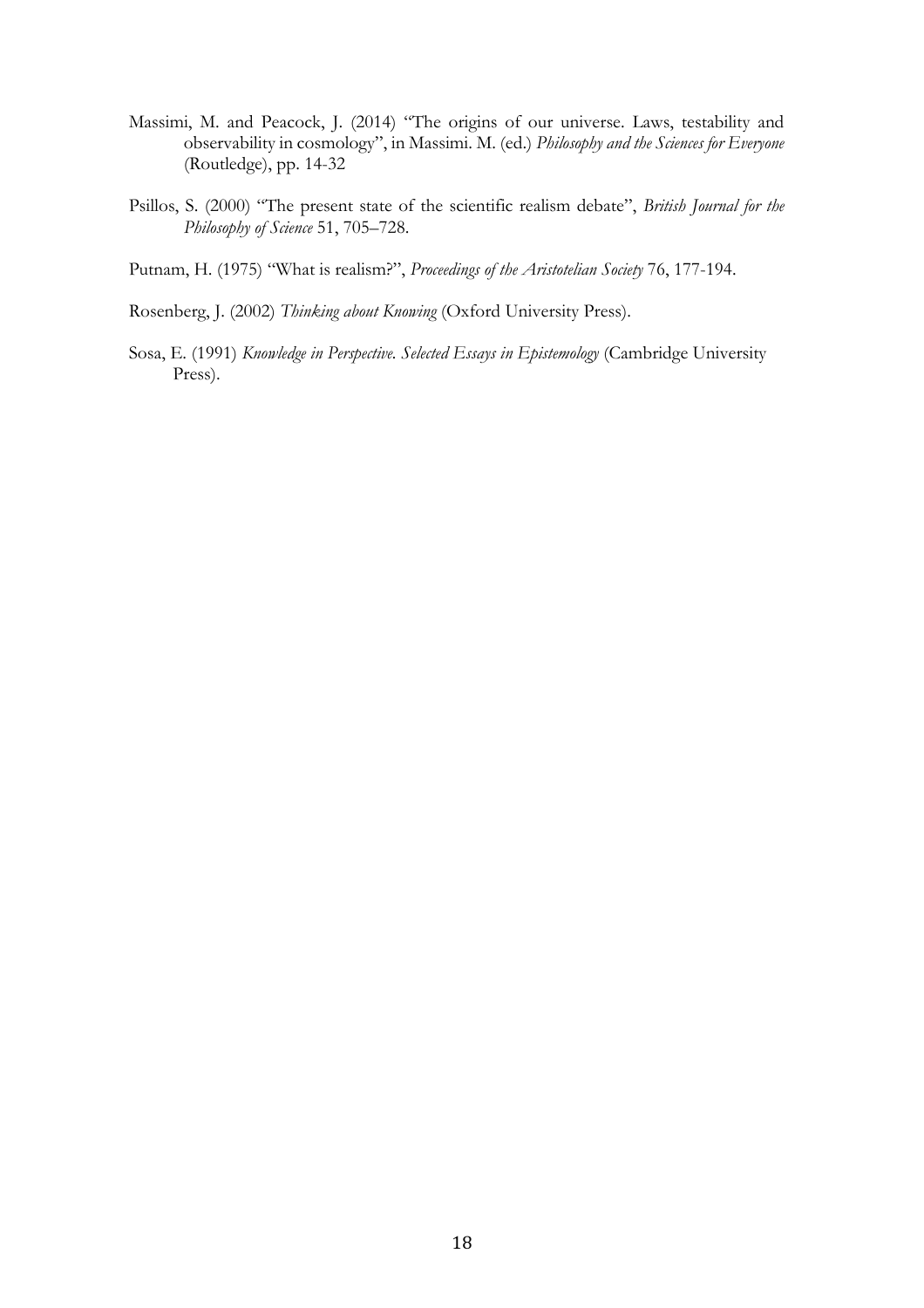Massimi, M. and Peacock, J. (2014) "The origins of our universe. Laws, testability and observability in cosmology", in Massimi. M. (ed.) *Philosophy and the Sciences for Everyone* (Routledge), pp. 14-32

Psillos, S. (2000) "The present state of the scientific realism debate", *British Journal for the Philosophy of Science* 51, 705–728.

Putnam, H. (1975) "What is realism?", *Proceedings of the Aristotelian Society* 76, 177-194.

Rosenberg, J. (2002) *Thinking about Knowing* (Oxford University Press).

Sosa, E. (1991) *Knowledge in Perspective. Selected Essays in Epistemology* (Cambridge University Press).